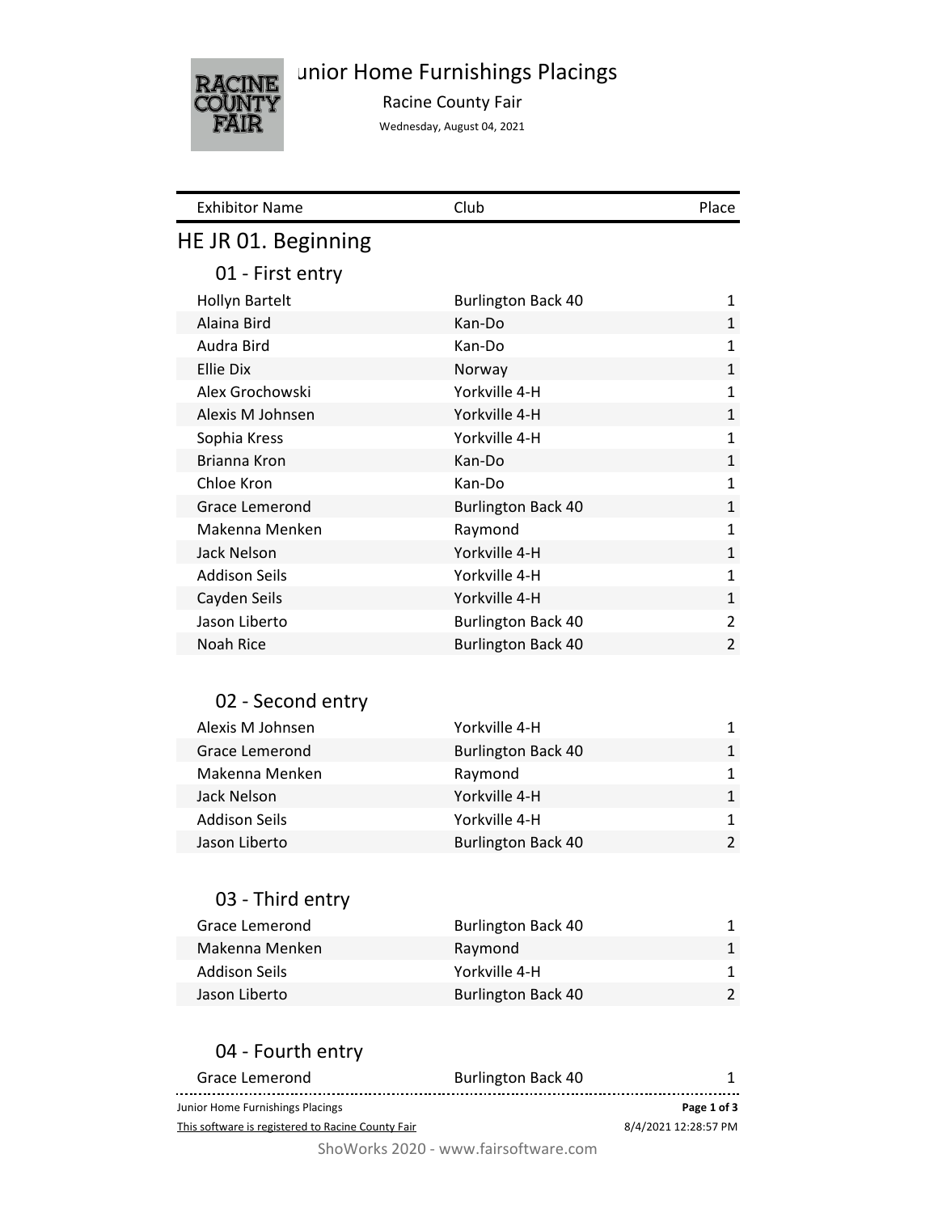# Junior Home Furnishings Placings

Racine County Fair

Wednesday, August 04, 2021

| Exhibitor Name | Club | Place |
|---|---|---|

## HE JR 01. Beginning

### 01 - First entry

| Exhibitor Name | Club | Place |
|---|---|---|
| Hollyn Bartelt | Burlington Back 40 | 1 |
| Alaina Bird | Kan-Do | 1 |
| Audra Bird | Kan-Do | 1 |
| Ellie Dix | Norway | 1 |
| Alex Grochowski | Yorkville 4-H | 1 |
| Alexis M Johnsen | Yorkville 4-H | 1 |
| Sophia Kress | Yorkville 4-H | 1 |
| Brianna Kron | Kan-Do | 1 |
| Chloe Kron | Kan-Do | 1 |
| Grace Lemerond | Burlington Back 40 | 1 |
| Makenna Menken | Raymond | 1 |
| Jack Nelson | Yorkville 4-H | 1 |
| Addison Seils | Yorkville 4-H | 1 |
| Cayden Seils | Yorkville 4-H | 1 |
| Jason Liberto | Burlington Back 40 | 2 |
| Noah Rice | Burlington Back 40 | 2 |

### 02 - Second entry

| Exhibitor Name | Club | Place |
|---|---|---|
| Alexis M Johnsen | Yorkville 4-H | 1 |
| Grace Lemerond | Burlington Back 40 | 1 |
| Makenna Menken | Raymond | 1 |
| Jack Nelson | Yorkville 4-H | 1 |
| Addison Seils | Yorkville 4-H | 1 |
| Jason Liberto | Burlington Back 40 | 2 |

### 03 - Third entry

| Exhibitor Name | Club | Place |
|---|---|---|
| Grace Lemerond | Burlington Back 40 | 1 |
| Makenna Menken | Raymond | 1 |
| Addison Seils | Yorkville 4-H | 1 |
| Jason Liberto | Burlington Back 40 | 2 |

### 04 - Fourth entry

| Exhibitor Name | Club | Place |
|---|---|---|
| Grace Lemerond | Burlington Back 40 | 1 |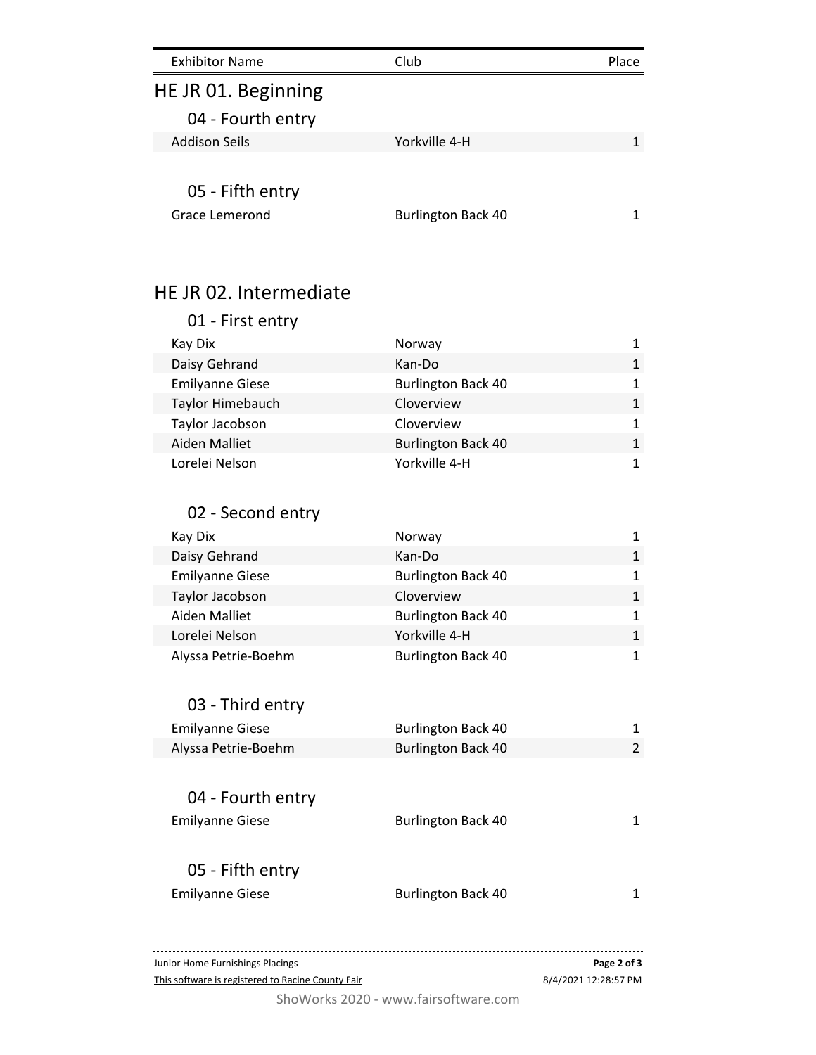| Exhibitor Name | Club | Place |
|---|---|---|

## HE JR 01. Beginning

### 04 - Fourth entry

| Exhibitor Name | Club | Place |
|---|---|---|
| Addison Seils | Yorkville 4-H | 1 |

### 05 - Fifth entry

| Exhibitor Name | Club | Place |
|---|---|---|
| Grace Lemerond | Burlington Back 40 | 1 |

## HE JR 02. Intermediate

### 01 - First entry

| Exhibitor Name | Club | Place |
|---|---|---|
| Kay Dix | Norway | 1 |
| Daisy Gehrand | Kan-Do | 1 |
| Emilyanne Giese | Burlington Back 40 | 1 |
| Taylor Himebauch | Cloverview | 1 |
| Taylor Jacobson | Cloverview | 1 |
| Aiden Malliet | Burlington Back 40 | 1 |
| Lorelei Nelson | Yorkville 4-H | 1 |

### 02 - Second entry

| Exhibitor Name | Club | Place |
|---|---|---|
| Kay Dix | Norway | 1 |
| Daisy Gehrand | Kan-Do | 1 |
| Emilyanne Giese | Burlington Back 40 | 1 |
| Taylor Jacobson | Cloverview | 1 |
| Aiden Malliet | Burlington Back 40 | 1 |
| Lorelei Nelson | Yorkville 4-H | 1 |
| Alyssa Petrie-Boehm | Burlington Back 40 | 1 |

### 03 - Third entry

| Exhibitor Name | Club | Place |
|---|---|---|
| Emilyanne Giese | Burlington Back 40 | 1 |
| Alyssa Petrie-Boehm | Burlington Back 40 | 2 |

### 04 - Fourth entry

| Exhibitor Name | Club | Place |
|---|---|---|
| Emilyanne Giese | Burlington Back 40 | 1 |

### 05 - Fifth entry

| Exhibitor Name | Club | Place |
|---|---|---|
| Emilyanne Giese | Burlington Back 40 | 1 |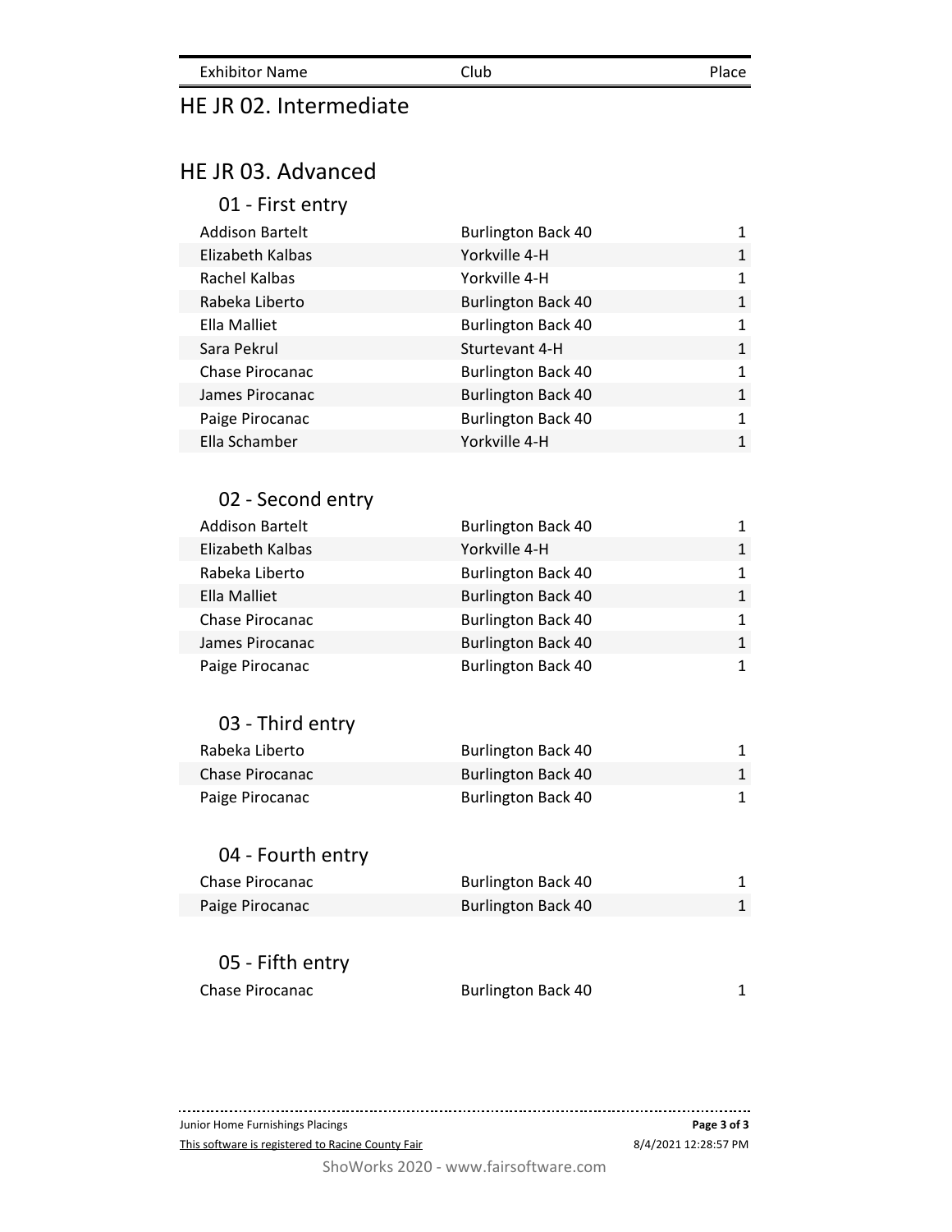| Exhibitor Name | Club | Place |
| --- | --- | --- |

## HE JR 02. Intermediate

## HE JR 03. Advanced

### 01 - First entry

| Exhibitor Name | Club | Place |
| --- | --- | --- |
| Addison Bartelt | Burlington Back 40 | 1 |
| Elizabeth Kalbas | Yorkville 4-H | 1 |
| Rachel Kalbas | Yorkville 4-H | 1 |
| Rabeka Liberto | Burlington Back 40 | 1 |
| Ella Malliet | Burlington Back 40 | 1 |
| Sara Pekrul | Sturtevant 4-H | 1 |
| Chase Pirocanac | Burlington Back 40 | 1 |
| James Pirocanac | Burlington Back 40 | 1 |
| Paige Pirocanac | Burlington Back 40 | 1 |
| Ella Schamber | Yorkville 4-H | 1 |

### 02 - Second entry

| Exhibitor Name | Club | Place |
| --- | --- | --- |
| Addison Bartelt | Burlington Back 40 | 1 |
| Elizabeth Kalbas | Yorkville 4-H | 1 |
| Rabeka Liberto | Burlington Back 40 | 1 |
| Ella Malliet | Burlington Back 40 | 1 |
| Chase Pirocanac | Burlington Back 40 | 1 |
| James Pirocanac | Burlington Back 40 | 1 |
| Paige Pirocanac | Burlington Back 40 | 1 |

### 03 - Third entry

| Exhibitor Name | Club | Place |
| --- | --- | --- |
| Rabeka Liberto | Burlington Back 40 | 1 |
| Chase Pirocanac | Burlington Back 40 | 1 |
| Paige Pirocanac | Burlington Back 40 | 1 |

### 04 - Fourth entry

| Exhibitor Name | Club | Place |
| --- | --- | --- |
| Chase Pirocanac | Burlington Back 40 | 1 |
| Paige Pirocanac | Burlington Back 40 | 1 |

### 05 - Fifth entry

| Exhibitor Name | Club | Place |
| --- | --- | --- |
| Chase Pirocanac | Burlington Back 40 | 1 |